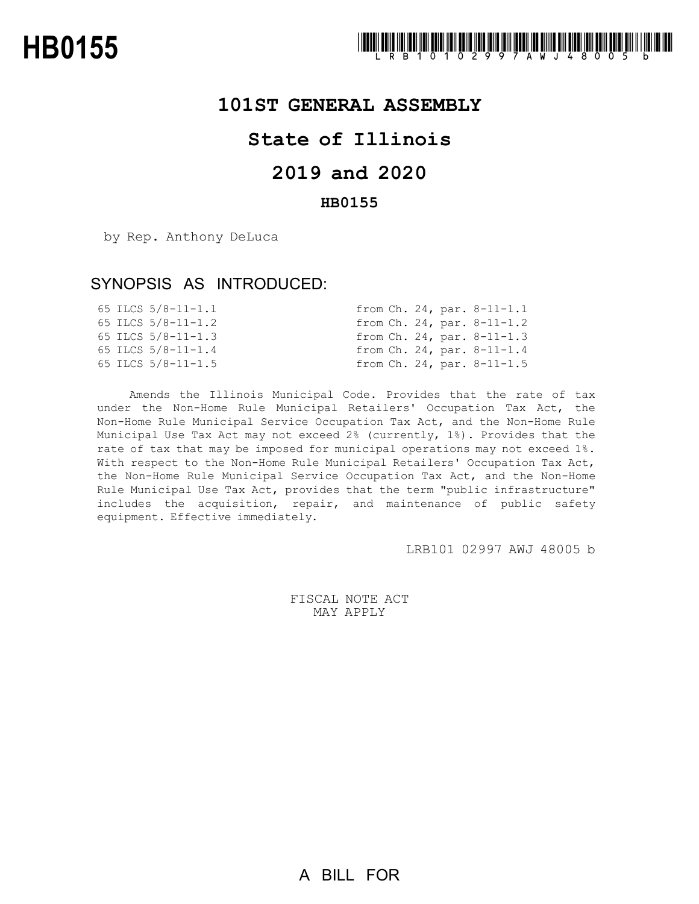# HB0155

LRB101 02997 AWJ 48005 b

## 101ST GENERAL ASSEMBLY

## State of Illinois

## 2019 and 2020

### HB0155

by Rep. Anthony DeLuca

### SYNOPSIS AS INTRODUCED:

| | |
|---|---|
| 65 ILCS 5/8-11-1.1 | from Ch. 24, par. 8-11-1.1 |
| 65 ILCS 5/8-11-1.2 | from Ch. 24, par. 8-11-1.2 |
| 65 ILCS 5/8-11-1.3 | from Ch. 24, par. 8-11-1.3 |
| 65 ILCS 5/8-11-1.4 | from Ch. 24, par. 8-11-1.4 |
| 65 ILCS 5/8-11-1.5 | from Ch. 24, par. 8-11-1.5 |

Amends the Illinois Municipal Code. Provides that the rate of tax under the Non-Home Rule Municipal Retailers' Occupation Tax Act, the Non-Home Rule Municipal Service Occupation Tax Act, and the Non-Home Rule Municipal Use Tax Act may not exceed 2% (currently, 1%). Provides that the rate of tax that may be imposed for municipal operations may not exceed 1%. With respect to the Non-Home Rule Municipal Retailers' Occupation Tax Act, the Non-Home Rule Municipal Service Occupation Tax Act, and the Non-Home Rule Municipal Use Tax Act, provides that the term "public infrastructure" includes the acquisition, repair, and maintenance of public safety equipment. Effective immediately.

LRB101 02997 AWJ 48005 b

FISCAL NOTE ACT
MAY APPLY

A BILL FOR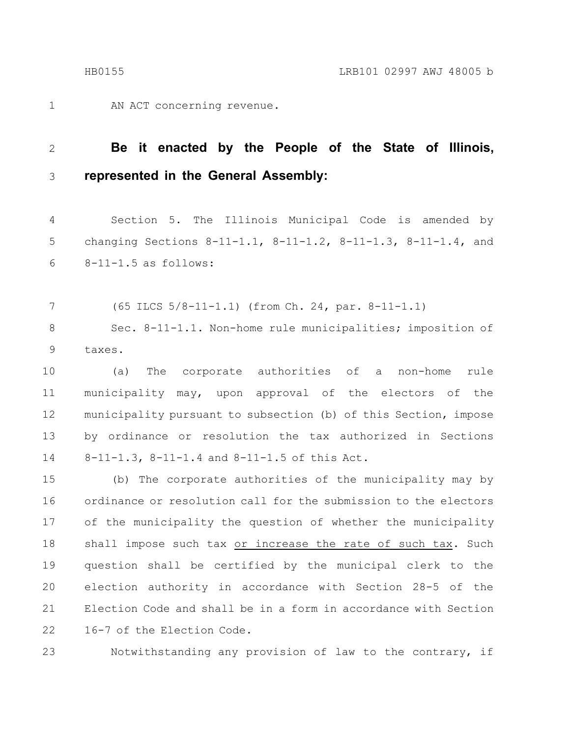AN ACT concerning revenue.

**Be it enacted by the People of the State of Illinois, represented in the General Assembly:**

Section 5. The Illinois Municipal Code is amended by changing Sections 8-11-1.1, 8-11-1.2, 8-11-1.3, 8-11-1.4, and 8-11-1.5 as follows:

(65 ILCS 5/8-11-1.1) (from Ch. 24, par. 8-11-1.1)

Sec. 8-11-1.1. Non-home rule municipalities; imposition of taxes.

(a) The corporate authorities of a non-home rule municipality may, upon approval of the electors of the municipality pursuant to subsection (b) of this Section, impose by ordinance or resolution the tax authorized in Sections 8-11-1.3, 8-11-1.4 and 8-11-1.5 of this Act.

(b) The corporate authorities of the municipality may by ordinance or resolution call for the submission to the electors of the municipality the question of whether the municipality shall impose such tax <u>or increase the rate of such tax</u>. Such question shall be certified by the municipal clerk to the election authority in accordance with Section 28-5 of the Election Code and shall be in a form in accordance with Section 16-7 of the Election Code.

Notwithstanding any provision of law to the contrary, if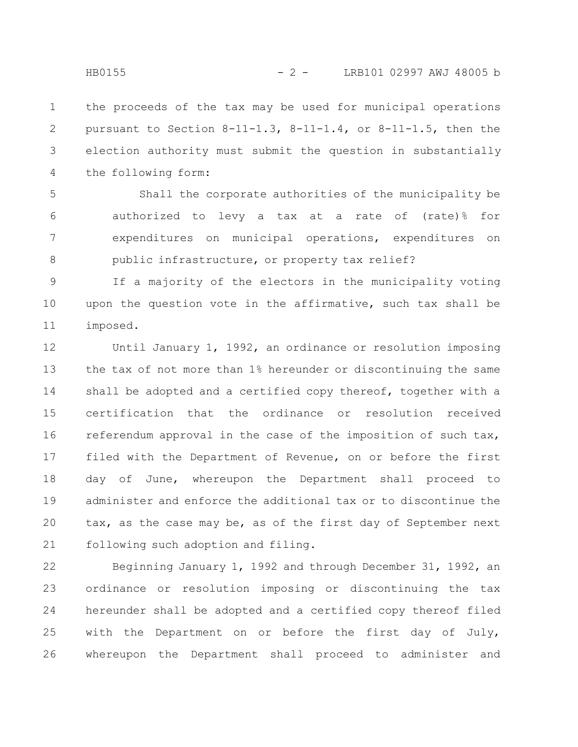the proceeds of the tax may be used for municipal operations pursuant to Section 8-11-1.3, 8-11-1.4, or 8-11-1.5, then the election authority must submit the question in substantially the following form:

Shall the corporate authorities of the municipality be authorized to levy a tax at a rate of (rate)% for expenditures on municipal operations, expenditures on public infrastructure, or property tax relief?

If a majority of the electors in the municipality voting upon the question vote in the affirmative, such tax shall be imposed.

Until January 1, 1992, an ordinance or resolution imposing the tax of not more than 1% hereunder or discontinuing the same shall be adopted and a certified copy thereof, together with a certification that the ordinance or resolution received referendum approval in the case of the imposition of such tax, filed with the Department of Revenue, on or before the first day of June, whereupon the Department shall proceed to administer and enforce the additional tax or to discontinue the tax, as the case may be, as of the first day of September next following such adoption and filing.

Beginning January 1, 1992 and through December 31, 1992, an ordinance or resolution imposing or discontinuing the tax hereunder shall be adopted and a certified copy thereof filed with the Department on or before the first day of July, whereupon the Department shall proceed to administer and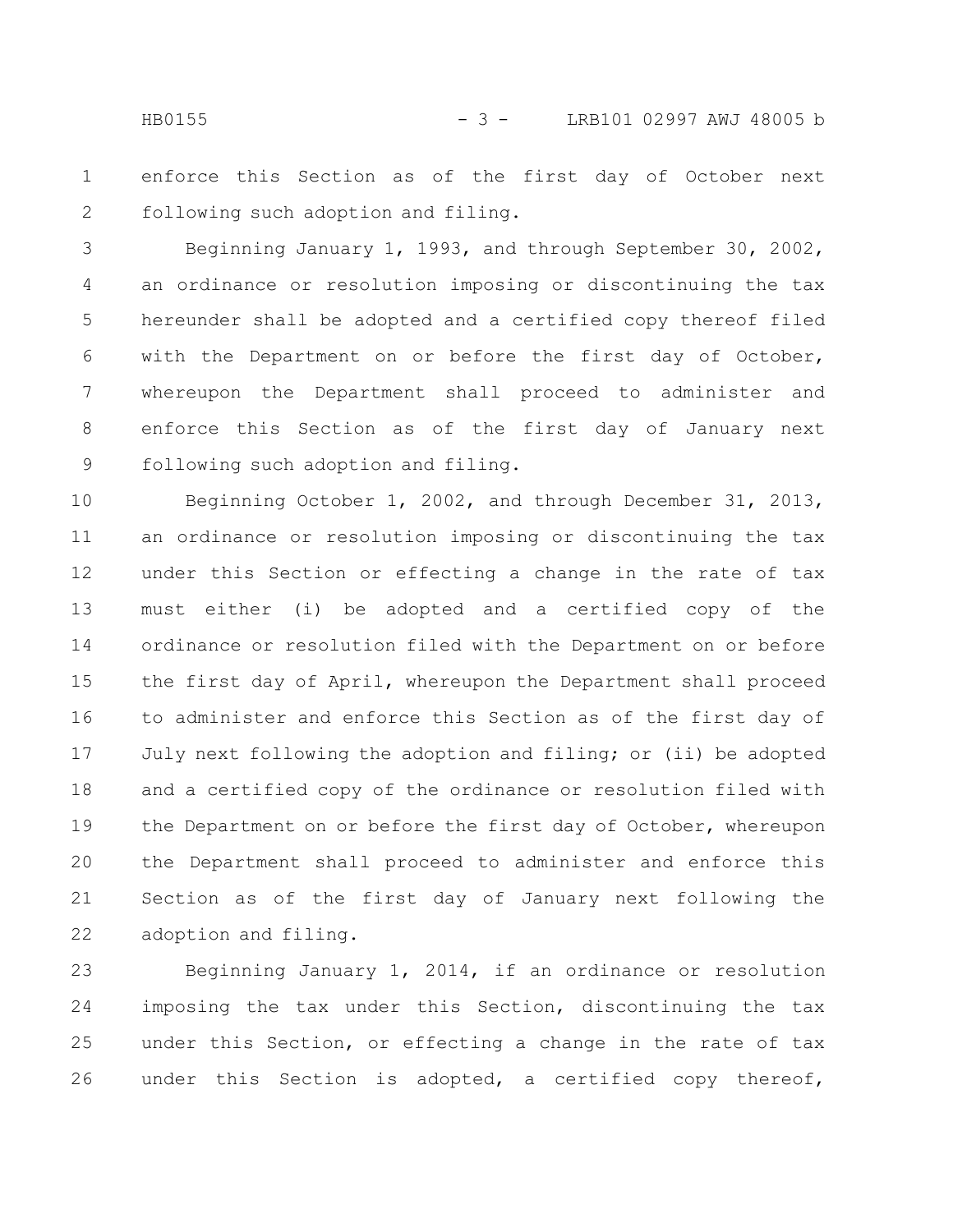enforce this Section as of the first day of October next following such adoption and filing.

Beginning January 1, 1993, and through September 30, 2002, an ordinance or resolution imposing or discontinuing the tax hereunder shall be adopted and a certified copy thereof filed with the Department on or before the first day of October, whereupon the Department shall proceed to administer and enforce this Section as of the first day of January next following such adoption and filing.

Beginning October 1, 2002, and through December 31, 2013, an ordinance or resolution imposing or discontinuing the tax under this Section or effecting a change in the rate of tax must either (i) be adopted and a certified copy of the ordinance or resolution filed with the Department on or before the first day of April, whereupon the Department shall proceed to administer and enforce this Section as of the first day of July next following the adoption and filing; or (ii) be adopted and a certified copy of the ordinance or resolution filed with the Department on or before the first day of October, whereupon the Department shall proceed to administer and enforce this Section as of the first day of January next following the adoption and filing.

Beginning January 1, 2014, if an ordinance or resolution imposing the tax under this Section, discontinuing the tax under this Section, or effecting a change in the rate of tax under this Section is adopted, a certified copy thereof,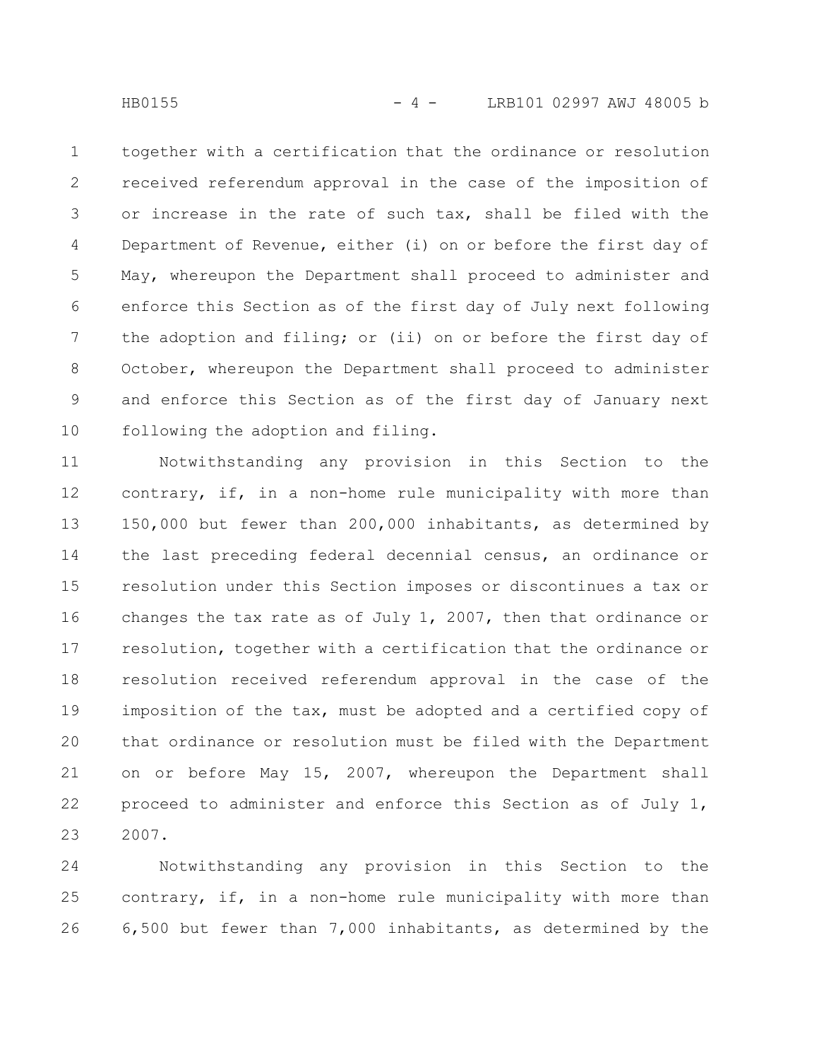together with a certification that the ordinance or resolution received referendum approval in the case of the imposition of or increase in the rate of such tax, shall be filed with the Department of Revenue, either (i) on or before the first day of May, whereupon the Department shall proceed to administer and enforce this Section as of the first day of July next following the adoption and filing; or (ii) on or before the first day of October, whereupon the Department shall proceed to administer and enforce this Section as of the first day of January next following the adoption and filing.

Notwithstanding any provision in this Section to the contrary, if, in a non-home rule municipality with more than 150,000 but fewer than 200,000 inhabitants, as determined by the last preceding federal decennial census, an ordinance or resolution under this Section imposes or discontinues a tax or changes the tax rate as of July 1, 2007, then that ordinance or resolution, together with a certification that the ordinance or resolution received referendum approval in the case of the imposition of the tax, must be adopted and a certified copy of that ordinance or resolution must be filed with the Department on or before May 15, 2007, whereupon the Department shall proceed to administer and enforce this Section as of July 1, 2007.

Notwithstanding any provision in this Section to the contrary, if, in a non-home rule municipality with more than 6,500 but fewer than 7,000 inhabitants, as determined by the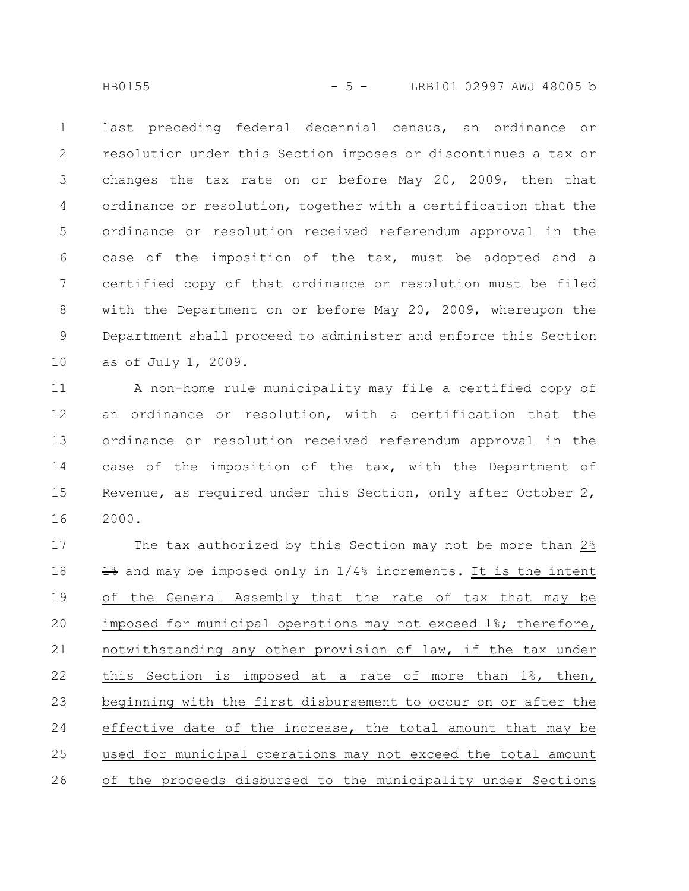last preceding federal decennial census, an ordinance or resolution under this Section imposes or discontinues a tax or changes the tax rate on or before May 20, 2009, then that ordinance or resolution, together with a certification that the ordinance or resolution received referendum approval in the case of the imposition of the tax, must be adopted and a certified copy of that ordinance or resolution must be filed with the Department on or before May 20, 2009, whereupon the Department shall proceed to administer and enforce this Section as of July 1, 2009.

A non-home rule municipality may file a certified copy of an ordinance or resolution, with a certification that the ordinance or resolution received referendum approval in the case of the imposition of the tax, with the Department of Revenue, as required under this Section, only after October 2, 2000.

The tax authorized by this Section may not be more than <u>2%</u> ~~1%~~ and may be imposed only in 1/4% increments. <u>It is the intent of the General Assembly that the rate of tax that may be imposed for municipal operations may not exceed 1%; therefore, notwithstanding any other provision of law, if the tax under this Section is imposed at a rate of more than 1%, then, beginning with the first disbursement to occur on or after the effective date of the increase, the total amount that may be used for municipal operations may not exceed the total amount of the proceeds disbursed to the municipality under Sections</u>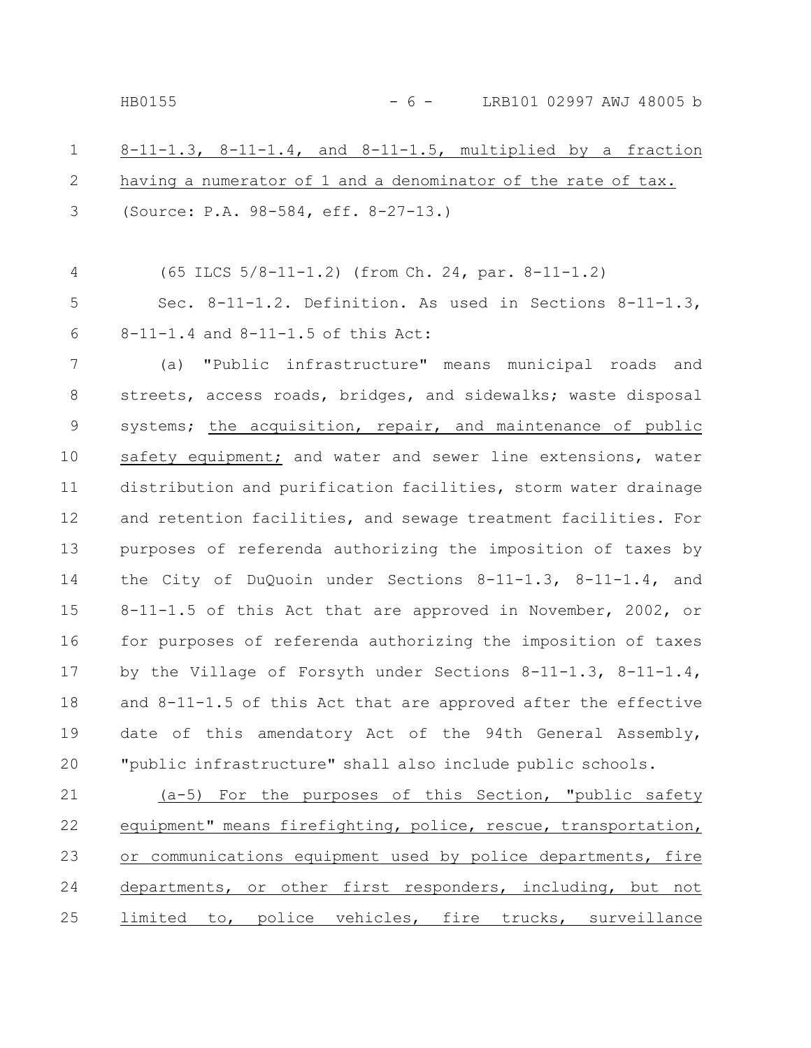8-11-1.3, 8-11-1.4, and 8-11-1.5, multiplied by a fraction having a numerator of 1 and a denominator of the rate of tax.

(Source: P.A. 98-584, eff. 8-27-13.)

(65 ILCS 5/8-11-1.2) (from Ch. 24, par. 8-11-1.2)

Sec. 8-11-1.2. Definition. As used in Sections 8-11-1.3, 8-11-1.4 and 8-11-1.5 of this Act:

(a) "Public infrastructure" means municipal roads and streets, access roads, bridges, and sidewalks; waste disposal systems; the acquisition, repair, and maintenance of public safety equipment; and water and sewer line extensions, water distribution and purification facilities, storm water drainage and retention facilities, and sewage treatment facilities. For purposes of referenda authorizing the imposition of taxes by the City of DuQuoin under Sections 8-11-1.3, 8-11-1.4, and 8-11-1.5 of this Act that are approved in November, 2002, or for purposes of referenda authorizing the imposition of taxes by the Village of Forsyth under Sections 8-11-1.3, 8-11-1.4, and 8-11-1.5 of this Act that are approved after the effective date of this amendatory Act of the 94th General Assembly, "public infrastructure" shall also include public schools.

(a-5) For the purposes of this Section, "public safety equipment" means firefighting, police, rescue, transportation, or communications equipment used by police departments, fire departments, or other first responders, including, but not limited to, police vehicles, fire trucks, surveillance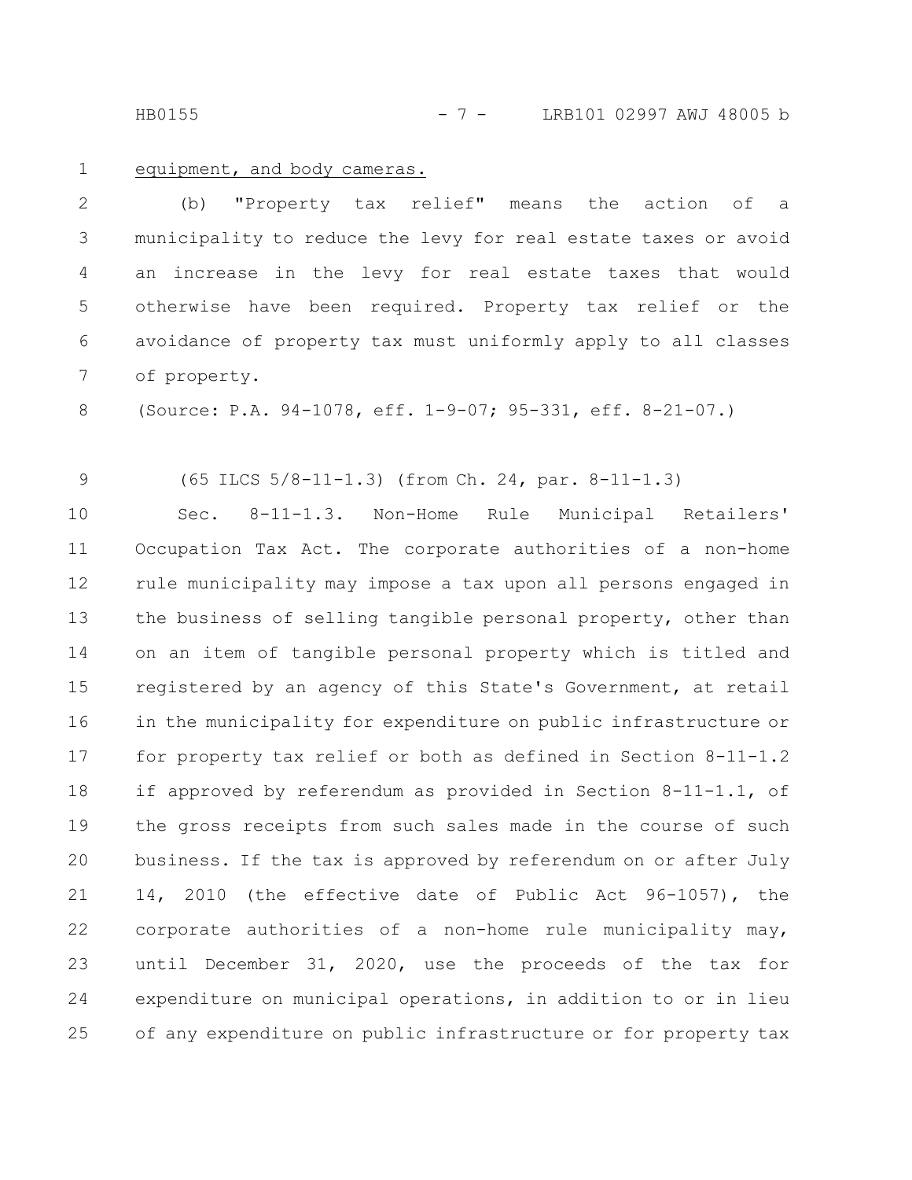equipment, and body cameras.

(b) "Property tax relief" means the action of a municipality to reduce the levy for real estate taxes or avoid an increase in the levy for real estate taxes that would otherwise have been required. Property tax relief or the avoidance of property tax must uniformly apply to all classes of property.

(Source: P.A. 94-1078, eff. 1-9-07; 95-331, eff. 8-21-07.)

(65 ILCS 5/8-11-1.3) (from Ch. 24, par. 8-11-1.3)

Sec. 8-11-1.3. Non-Home Rule Municipal Retailers' Occupation Tax Act. The corporate authorities of a non-home rule municipality may impose a tax upon all persons engaged in the business of selling tangible personal property, other than on an item of tangible personal property which is titled and registered by an agency of this State's Government, at retail in the municipality for expenditure on public infrastructure or for property tax relief or both as defined in Section 8-11-1.2 if approved by referendum as provided in Section 8-11-1.1, of the gross receipts from such sales made in the course of such business. If the tax is approved by referendum on or after July 14, 2010 (the effective date of Public Act 96-1057), the corporate authorities of a non-home rule municipality may, until December 31, 2020, use the proceeds of the tax for expenditure on municipal operations, in addition to or in lieu of any expenditure on public infrastructure or for property tax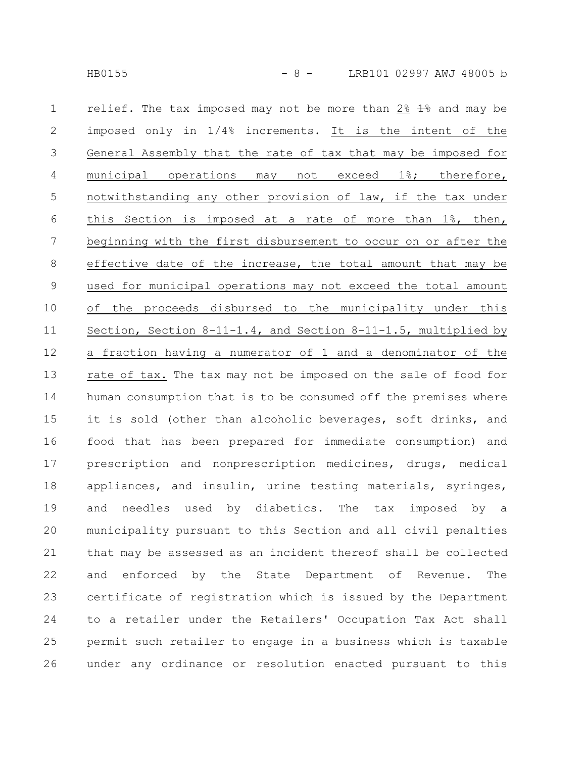relief. The tax imposed may not be more than 2% ~~1%~~ and may be imposed only in 1/4% increments. It is the intent of the General Assembly that the rate of tax that may be imposed for municipal operations may not exceed 1%; therefore, notwithstanding any other provision of law, if the tax under this Section is imposed at a rate of more than 1%, then, beginning with the first disbursement to occur on or after the effective date of the increase, the total amount that may be used for municipal operations may not exceed the total amount of the proceeds disbursed to the municipality under this Section, Section 8-11-1.4, and Section 8-11-1.5, multiplied by a fraction having a numerator of 1 and a denominator of the rate of tax. The tax may not be imposed on the sale of food for human consumption that is to be consumed off the premises where it is sold (other than alcoholic beverages, soft drinks, and food that has been prepared for immediate consumption) and prescription and nonprescription medicines, drugs, medical appliances, and insulin, urine testing materials, syringes, and needles used by diabetics. The tax imposed by a municipality pursuant to this Section and all civil penalties that may be assessed as an incident thereof shall be collected and enforced by the State Department of Revenue. The certificate of registration which is issued by the Department to a retailer under the Retailers' Occupation Tax Act shall permit such retailer to engage in a business which is taxable under any ordinance or resolution enacted pursuant to this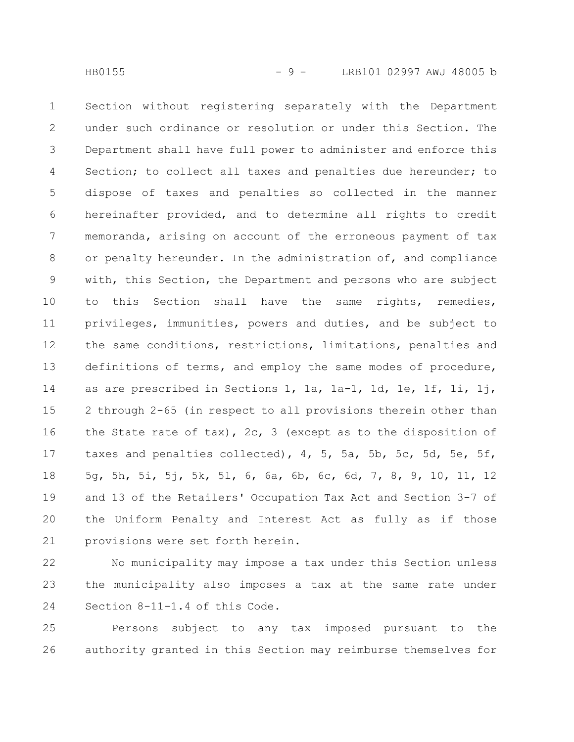Section without registering separately with the Department under such ordinance or resolution or under this Section. The Department shall have full power to administer and enforce this Section; to collect all taxes and penalties due hereunder; to dispose of taxes and penalties so collected in the manner hereinafter provided, and to determine all rights to credit memoranda, arising on account of the erroneous payment of tax or penalty hereunder. In the administration of, and compliance with, this Section, the Department and persons who are subject to this Section shall have the same rights, remedies, privileges, immunities, powers and duties, and be subject to the same conditions, restrictions, limitations, penalties and definitions of terms, and employ the same modes of procedure, as are prescribed in Sections 1, 1a, 1a-1, 1d, 1e, 1f, 1i, 1j, 2 through 2-65 (in respect to all provisions therein other than the State rate of tax), 2c, 3 (except as to the disposition of taxes and penalties collected), 4, 5, 5a, 5b, 5c, 5d, 5e, 5f, 5g, 5h, 5i, 5j, 5k, 5l, 6, 6a, 6b, 6c, 6d, 7, 8, 9, 10, 11, 12 and 13 of the Retailers' Occupation Tax Act and Section 3-7 of the Uniform Penalty and Interest Act as fully as if those provisions were set forth herein.

No municipality may impose a tax under this Section unless the municipality also imposes a tax at the same rate under Section 8-11-1.4 of this Code.

Persons subject to any tax imposed pursuant to the authority granted in this Section may reimburse themselves for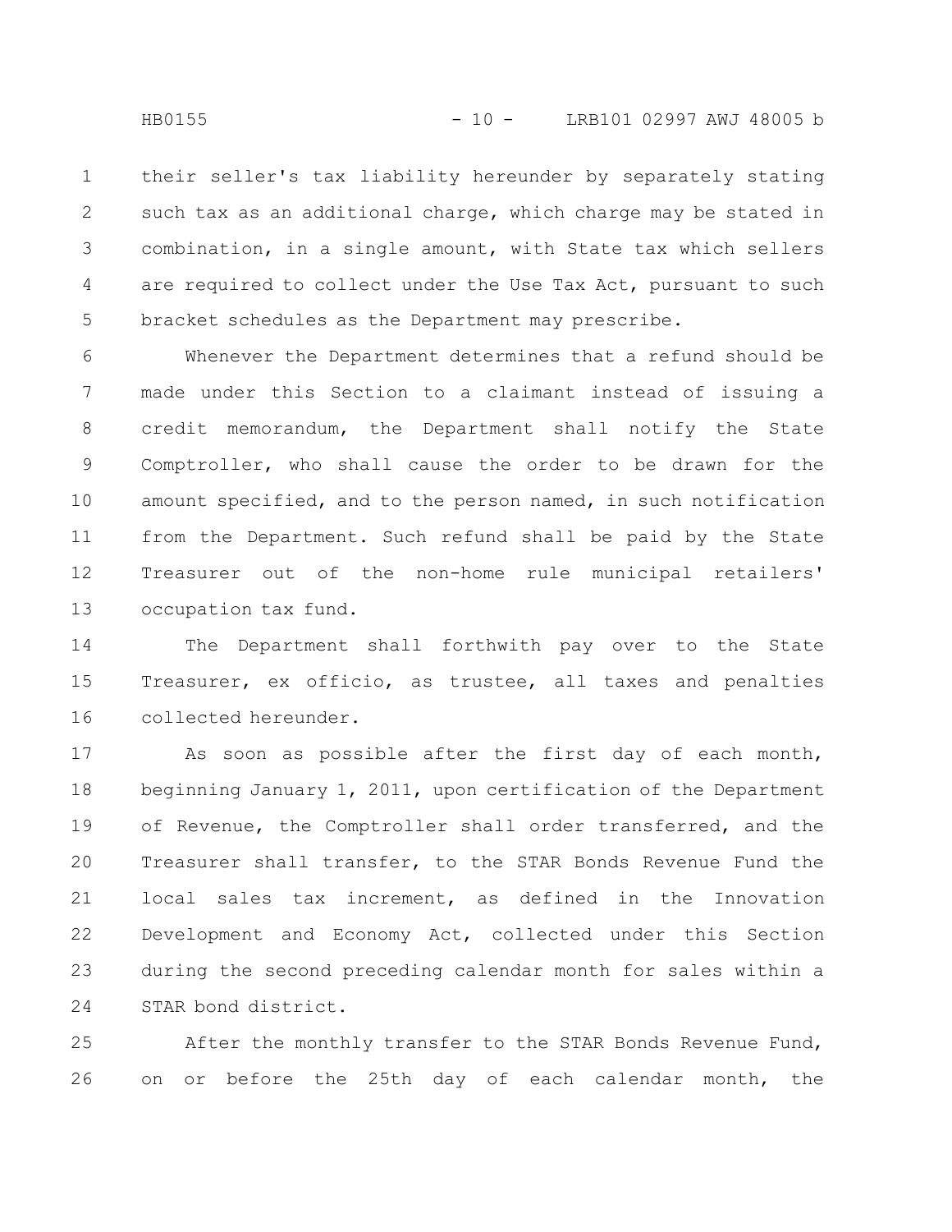their seller's tax liability hereunder by separately stating such tax as an additional charge, which charge may be stated in combination, in a single amount, with State tax which sellers are required to collect under the Use Tax Act, pursuant to such bracket schedules as the Department may prescribe.

Whenever the Department determines that a refund should be made under this Section to a claimant instead of issuing a credit memorandum, the Department shall notify the State Comptroller, who shall cause the order to be drawn for the amount specified, and to the person named, in such notification from the Department. Such refund shall be paid by the State Treasurer out of the non-home rule municipal retailers' occupation tax fund.

The Department shall forthwith pay over to the State Treasurer, ex officio, as trustee, all taxes and penalties collected hereunder.

As soon as possible after the first day of each month, beginning January 1, 2011, upon certification of the Department of Revenue, the Comptroller shall order transferred, and the Treasurer shall transfer, to the STAR Bonds Revenue Fund the local sales tax increment, as defined in the Innovation Development and Economy Act, collected under this Section during the second preceding calendar month for sales within a STAR bond district.

After the monthly transfer to the STAR Bonds Revenue Fund, on or before the 25th day of each calendar month, the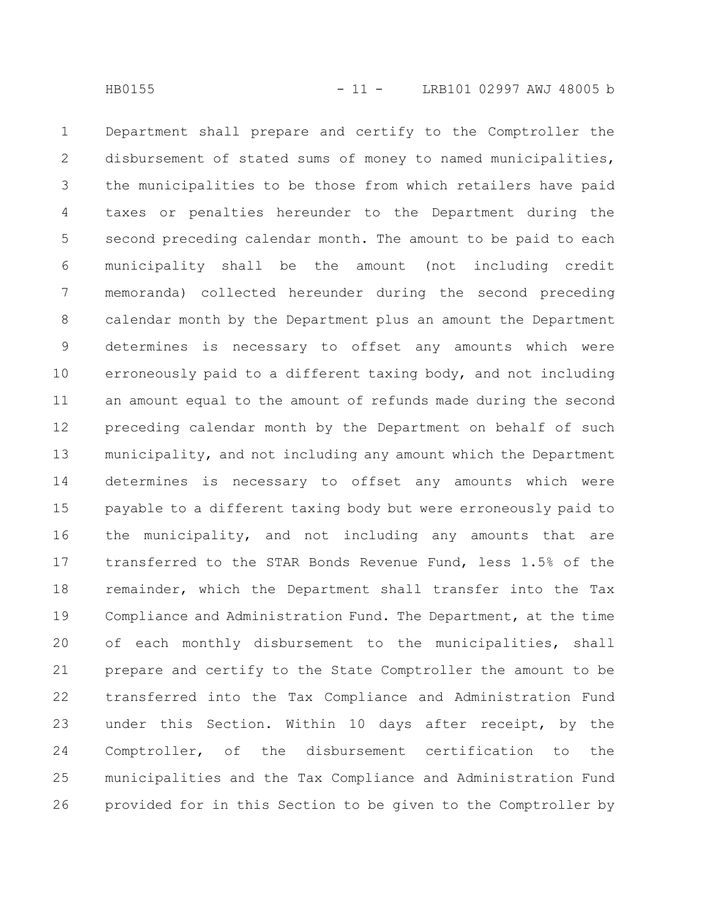Department shall prepare and certify to the Comptroller the disbursement of stated sums of money to named municipalities, the municipalities to be those from which retailers have paid taxes or penalties hereunder to the Department during the second preceding calendar month. The amount to be paid to each municipality shall be the amount (not including credit memoranda) collected hereunder during the second preceding calendar month by the Department plus an amount the Department determines is necessary to offset any amounts which were erroneously paid to a different taxing body, and not including an amount equal to the amount of refunds made during the second preceding calendar month by the Department on behalf of such municipality, and not including any amount which the Department determines is necessary to offset any amounts which were payable to a different taxing body but were erroneously paid to the municipality, and not including any amounts that are transferred to the STAR Bonds Revenue Fund, less 1.5% of the remainder, which the Department shall transfer into the Tax Compliance and Administration Fund. The Department, at the time of each monthly disbursement to the municipalities, shall prepare and certify to the State Comptroller the amount to be transferred into the Tax Compliance and Administration Fund under this Section. Within 10 days after receipt, by the Comptroller, of the disbursement certification to the municipalities and the Tax Compliance and Administration Fund provided for in this Section to be given to the Comptroller by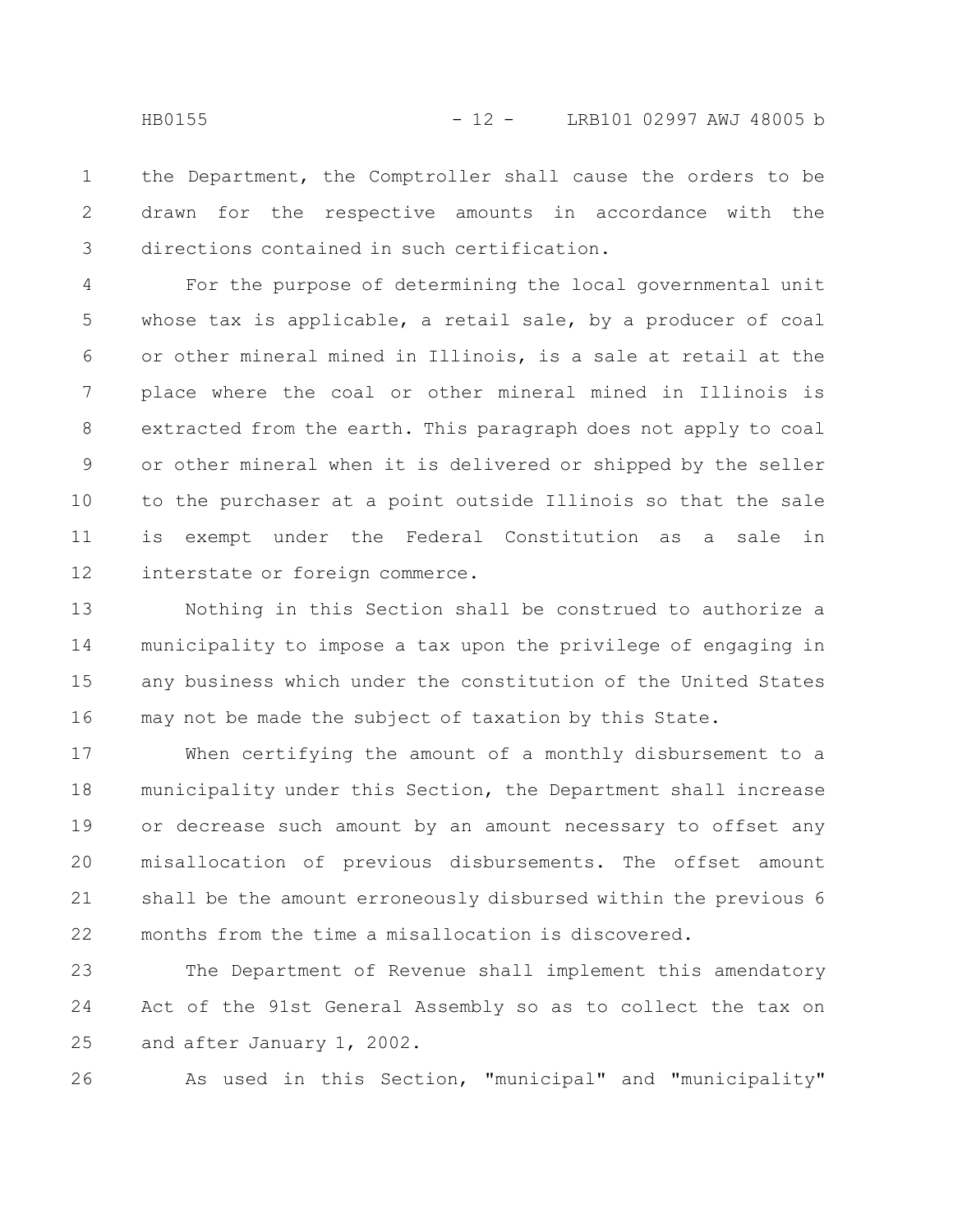the Department, the Comptroller shall cause the orders to be drawn for the respective amounts in accordance with the directions contained in such certification.

For the purpose of determining the local governmental unit whose tax is applicable, a retail sale, by a producer of coal or other mineral mined in Illinois, is a sale at retail at the place where the coal or other mineral mined in Illinois is extracted from the earth. This paragraph does not apply to coal or other mineral when it is delivered or shipped by the seller to the purchaser at a point outside Illinois so that the sale is exempt under the Federal Constitution as a sale in interstate or foreign commerce.

Nothing in this Section shall be construed to authorize a municipality to impose a tax upon the privilege of engaging in any business which under the constitution of the United States may not be made the subject of taxation by this State.

When certifying the amount of a monthly disbursement to a municipality under this Section, the Department shall increase or decrease such amount by an amount necessary to offset any misallocation of previous disbursements. The offset amount shall be the amount erroneously disbursed within the previous 6 months from the time a misallocation is discovered.

The Department of Revenue shall implement this amendatory Act of the 91st General Assembly so as to collect the tax on and after January 1, 2002.

As used in this Section, "municipal" and "municipality"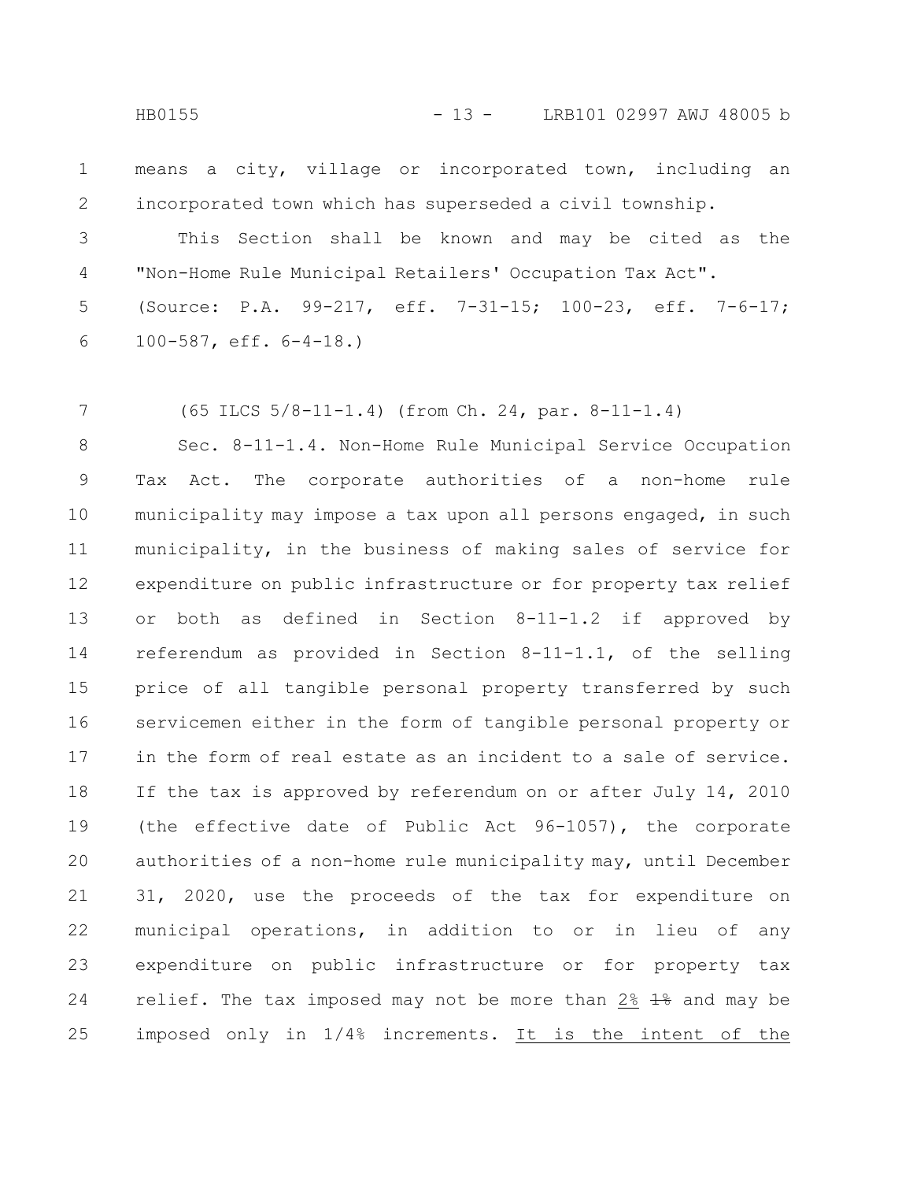means a city, village or incorporated town, including an incorporated town which has superseded a civil township.

This Section shall be known and may be cited as the "Non-Home Rule Municipal Retailers' Occupation Tax Act".

(Source: P.A. 99-217, eff. 7-31-15; 100-23, eff. 7-6-17; 100-587, eff. 6-4-18.)

(65 ILCS 5/8-11-1.4) (from Ch. 24, par. 8-11-1.4)

Sec. 8-11-1.4. Non-Home Rule Municipal Service Occupation Tax Act. The corporate authorities of a non-home rule municipality may impose a tax upon all persons engaged, in such municipality, in the business of making sales of service for expenditure on public infrastructure or for property tax relief or both as defined in Section 8-11-1.2 if approved by referendum as provided in Section 8-11-1.1, of the selling price of all tangible personal property transferred by such servicemen either in the form of tangible personal property or in the form of real estate as an incident to a sale of service. If the tax is approved by referendum on or after July 14, 2010 (the effective date of Public Act 96-1057), the corporate authorities of a non-home rule municipality may, until December 31, 2020, use the proceeds of the tax for expenditure on municipal operations, in addition to or in lieu of any expenditure on public infrastructure or for property tax relief. The tax imposed may not be more than 2% ~~1%~~ and may be imposed only in 1/4% increments. It is the intent of the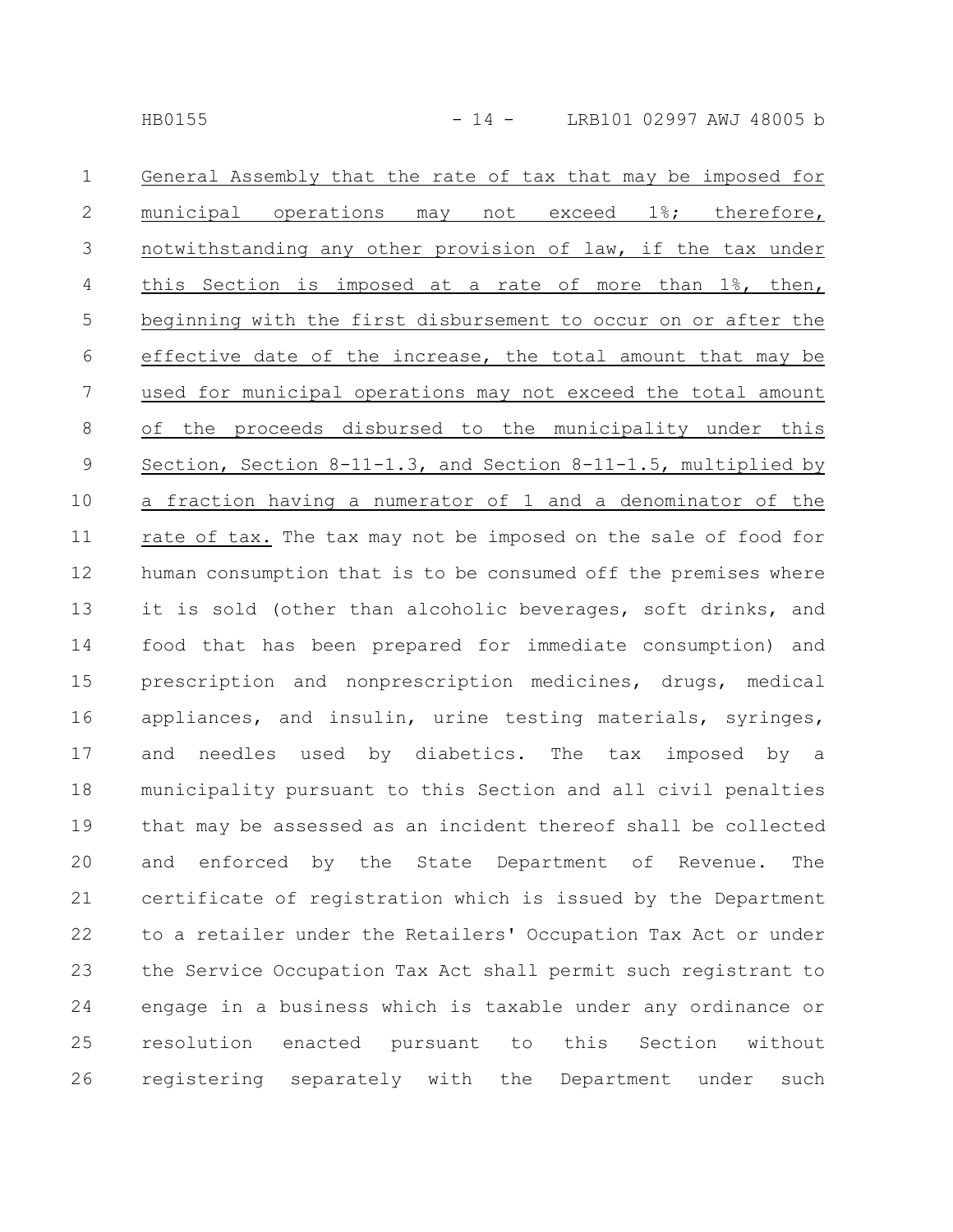General Assembly that the rate of tax that may be imposed for municipal operations may not exceed 1%; therefore, notwithstanding any other provision of law, if the tax under this Section is imposed at a rate of more than 1%, then, beginning with the first disbursement to occur on or after the effective date of the increase, the total amount that may be used for municipal operations may not exceed the total amount of the proceeds disbursed to the municipality under this Section, Section 8-11-1.3, and Section 8-11-1.5, multiplied by a fraction having a numerator of 1 and a denominator of the rate of tax. The tax may not be imposed on the sale of food for human consumption that is to be consumed off the premises where it is sold (other than alcoholic beverages, soft drinks, and food that has been prepared for immediate consumption) and prescription and nonprescription medicines, drugs, medical appliances, and insulin, urine testing materials, syringes, and needles used by diabetics. The tax imposed by a municipality pursuant to this Section and all civil penalties that may be assessed as an incident thereof shall be collected and enforced by the State Department of Revenue. The certificate of registration which is issued by the Department to a retailer under the Retailers' Occupation Tax Act or under the Service Occupation Tax Act shall permit such registrant to engage in a business which is taxable under any ordinance or resolution enacted pursuant to this Section without registering separately with the Department under such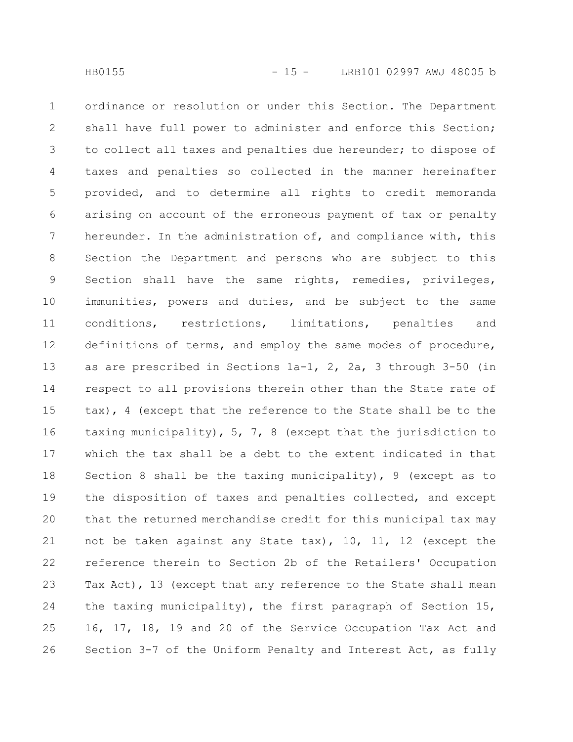ordinance or resolution or under this Section. The Department shall have full power to administer and enforce this Section; to collect all taxes and penalties due hereunder; to dispose of taxes and penalties so collected in the manner hereinafter provided, and to determine all rights to credit memoranda arising on account of the erroneous payment of tax or penalty hereunder. In the administration of, and compliance with, this Section the Department and persons who are subject to this Section shall have the same rights, remedies, privileges, immunities, powers and duties, and be subject to the same conditions, restrictions, limitations, penalties and definitions of terms, and employ the same modes of procedure, as are prescribed in Sections 1a-1, 2, 2a, 3 through 3-50 (in respect to all provisions therein other than the State rate of tax), 4 (except that the reference to the State shall be to the taxing municipality), 5, 7, 8 (except that the jurisdiction to which the tax shall be a debt to the extent indicated in that Section 8 shall be the taxing municipality), 9 (except as to the disposition of taxes and penalties collected, and except that the returned merchandise credit for this municipal tax may not be taken against any State tax), 10, 11, 12 (except the reference therein to Section 2b of the Retailers' Occupation Tax Act), 13 (except that any reference to the State shall mean the taxing municipality), the first paragraph of Section 15, 16, 17, 18, 19 and 20 of the Service Occupation Tax Act and Section 3-7 of the Uniform Penalty and Interest Act, as fully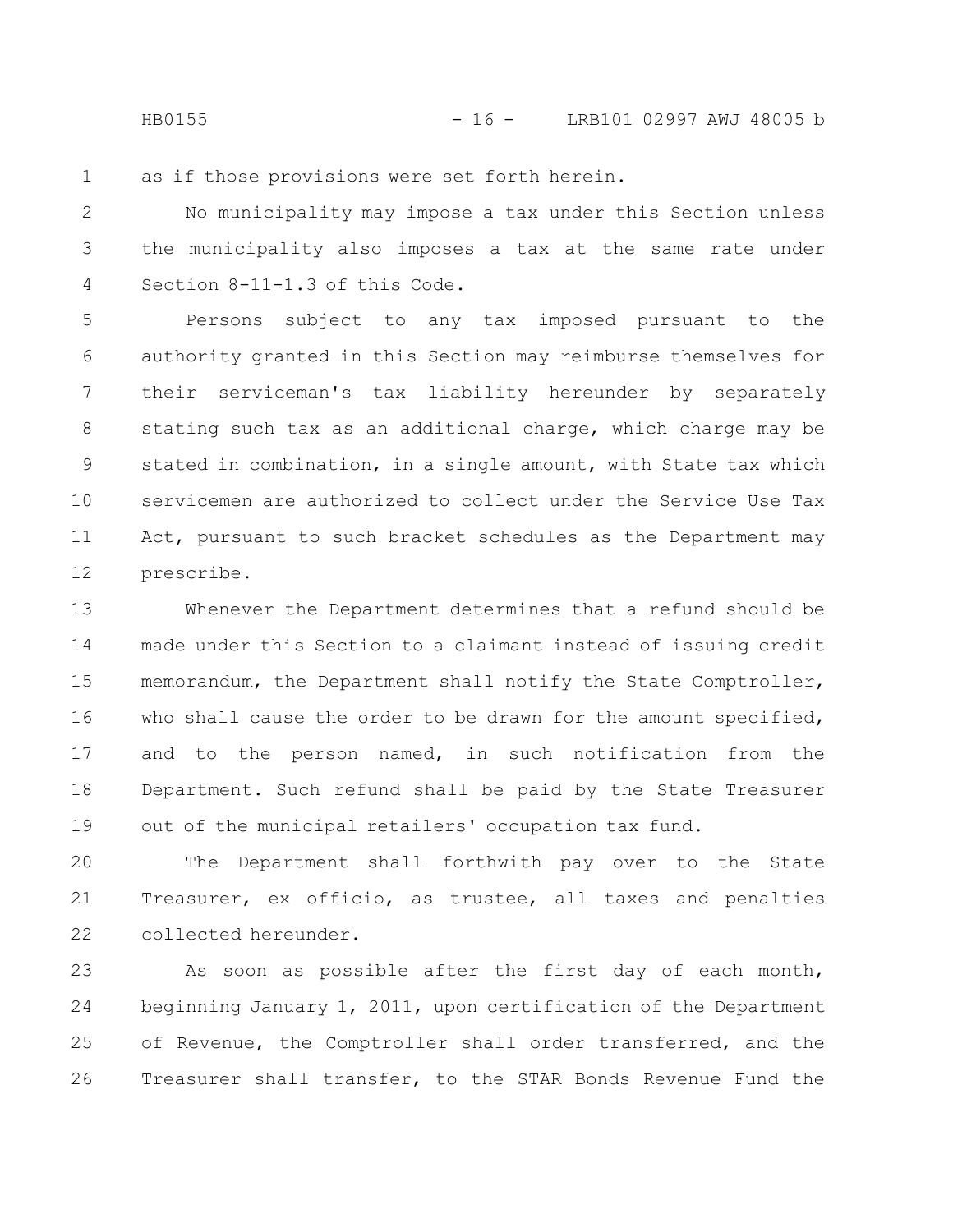as if those provisions were set forth herein.

No municipality may impose a tax under this Section unless the municipality also imposes a tax at the same rate under Section 8-11-1.3 of this Code.

Persons subject to any tax imposed pursuant to the authority granted in this Section may reimburse themselves for their serviceman's tax liability hereunder by separately stating such tax as an additional charge, which charge may be stated in combination, in a single amount, with State tax which servicemen are authorized to collect under the Service Use Tax Act, pursuant to such bracket schedules as the Department may prescribe.

Whenever the Department determines that a refund should be made under this Section to a claimant instead of issuing credit memorandum, the Department shall notify the State Comptroller, who shall cause the order to be drawn for the amount specified, and to the person named, in such notification from the Department. Such refund shall be paid by the State Treasurer out of the municipal retailers' occupation tax fund.

The Department shall forthwith pay over to the State Treasurer, ex officio, as trustee, all taxes and penalties collected hereunder.

As soon as possible after the first day of each month, beginning January 1, 2011, upon certification of the Department of Revenue, the Comptroller shall order transferred, and the Treasurer shall transfer, to the STAR Bonds Revenue Fund the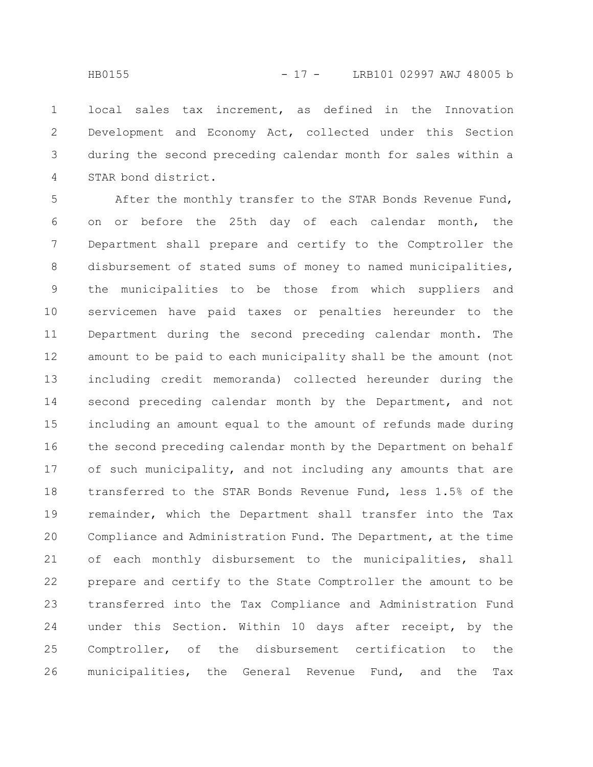local sales tax increment, as defined in the Innovation Development and Economy Act, collected under this Section during the second preceding calendar month for sales within a STAR bond district.

After the monthly transfer to the STAR Bonds Revenue Fund, on or before the 25th day of each calendar month, the Department shall prepare and certify to the Comptroller the disbursement of stated sums of money to named municipalities, the municipalities to be those from which suppliers and servicemen have paid taxes or penalties hereunder to the Department during the second preceding calendar month. The amount to be paid to each municipality shall be the amount (not including credit memoranda) collected hereunder during the second preceding calendar month by the Department, and not including an amount equal to the amount of refunds made during the second preceding calendar month by the Department on behalf of such municipality, and not including any amounts that are transferred to the STAR Bonds Revenue Fund, less 1.5% of the remainder, which the Department shall transfer into the Tax Compliance and Administration Fund. The Department, at the time of each monthly disbursement to the municipalities, shall prepare and certify to the State Comptroller the amount to be transferred into the Tax Compliance and Administration Fund under this Section. Within 10 days after receipt, by the Comptroller, of the disbursement certification to the municipalities, the General Revenue Fund, and the Tax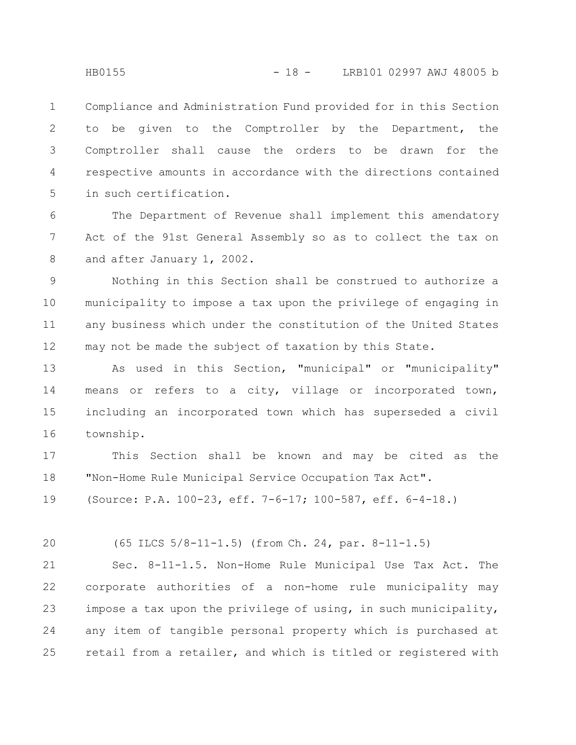Compliance and Administration Fund provided for in this Section to be given to the Comptroller by the Department, the Comptroller shall cause the orders to be drawn for the respective amounts in accordance with the directions contained in such certification.

The Department of Revenue shall implement this amendatory Act of the 91st General Assembly so as to collect the tax on and after January 1, 2002.

Nothing in this Section shall be construed to authorize a municipality to impose a tax upon the privilege of engaging in any business which under the constitution of the United States may not be made the subject of taxation by this State.

As used in this Section, "municipal" or "municipality" means or refers to a city, village or incorporated town, including an incorporated town which has superseded a civil township.

This Section shall be known and may be cited as the "Non-Home Rule Municipal Service Occupation Tax Act".

(Source: P.A. 100-23, eff. 7-6-17; 100-587, eff. 6-4-18.)

(65 ILCS 5/8-11-1.5) (from Ch. 24, par. 8-11-1.5)

Sec. 8-11-1.5. Non-Home Rule Municipal Use Tax Act. The corporate authorities of a non-home rule municipality may impose a tax upon the privilege of using, in such municipality, any item of tangible personal property which is purchased at retail from a retailer, and which is titled or registered with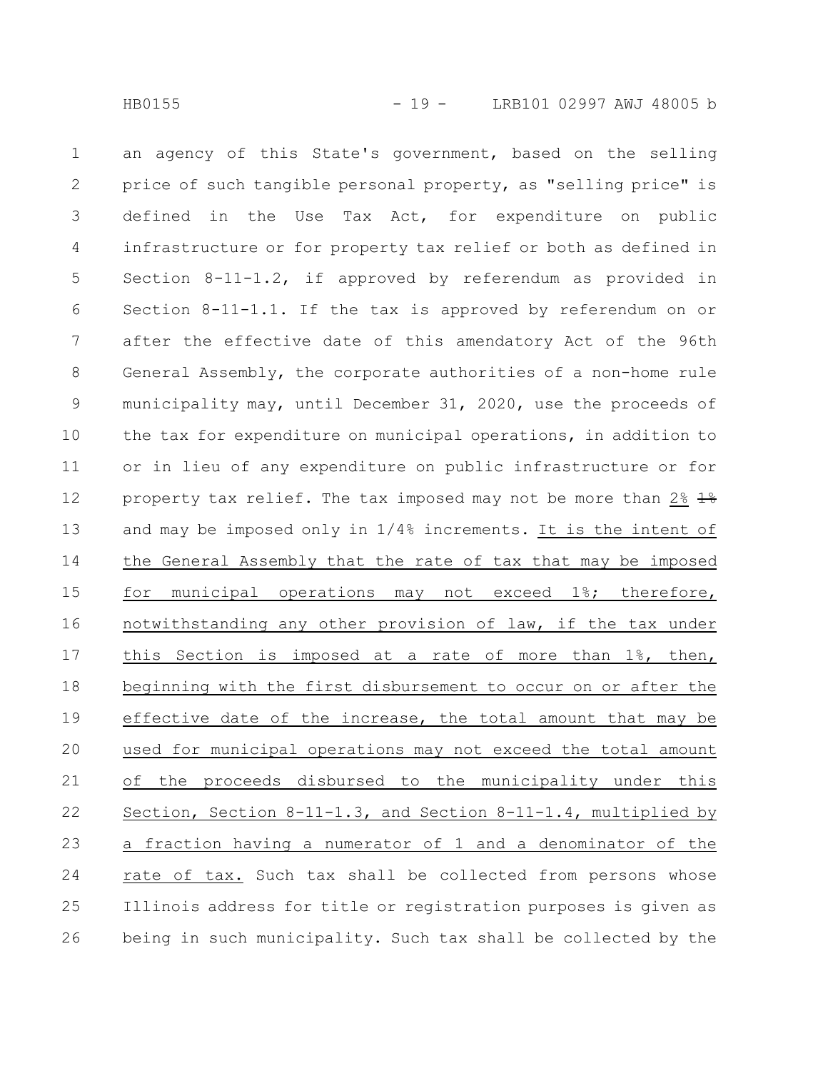an agency of this State's government, based on the selling price of such tangible personal property, as "selling price" is defined in the Use Tax Act, for expenditure on public infrastructure or for property tax relief or both as defined in Section 8-11-1.2, if approved by referendum as provided in Section 8-11-1.1. If the tax is approved by referendum on or after the effective date of this amendatory Act of the 96th General Assembly, the corporate authorities of a non-home rule municipality may, until December 31, 2020, use the proceeds of the tax for expenditure on municipal operations, in addition to or in lieu of any expenditure on public infrastructure or for property tax relief. The tax imposed may not be more than 2% ~~1%~~ and may be imposed only in 1/4% increments. It is the intent of the General Assembly that the rate of tax that may be imposed for municipal operations may not exceed 1%; therefore, notwithstanding any other provision of law, if the tax under this Section is imposed at a rate of more than 1%, then, beginning with the first disbursement to occur on or after the effective date of the increase, the total amount that may be used for municipal operations may not exceed the total amount of the proceeds disbursed to the municipality under this Section, Section 8-11-1.3, and Section 8-11-1.4, multiplied by a fraction having a numerator of 1 and a denominator of the rate of tax. Such tax shall be collected from persons whose Illinois address for title or registration purposes is given as being in such municipality. Such tax shall be collected by the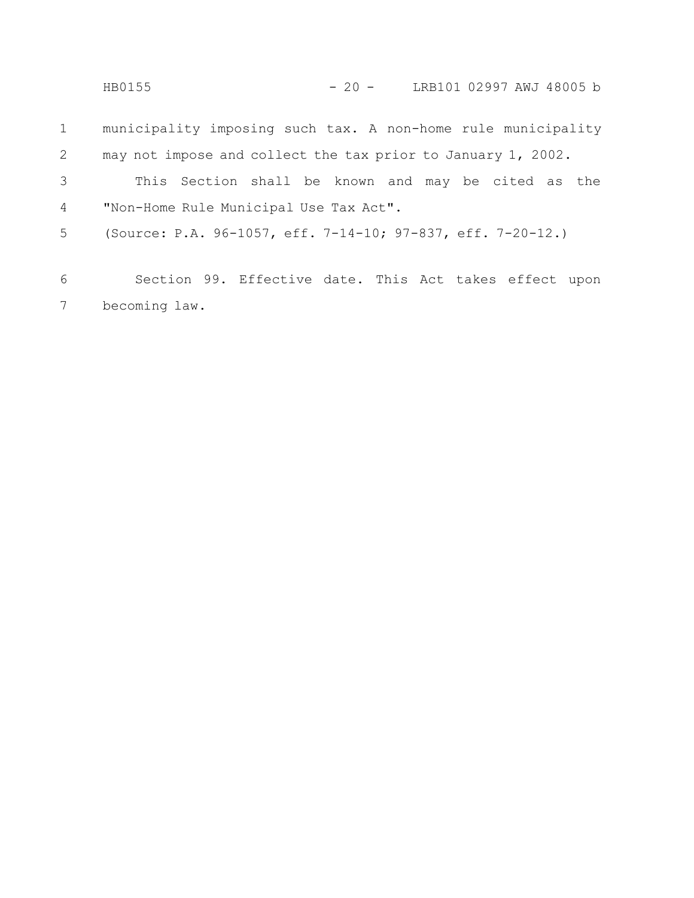municipality imposing such tax. A non-home rule municipality may not impose and collect the tax prior to January 1, 2002.

This Section shall be known and may be cited as the "Non-Home Rule Municipal Use Tax Act".

(Source: P.A. 96-1057, eff. 7-14-10; 97-837, eff. 7-20-12.)

Section 99. Effective date. This Act takes effect upon becoming law.